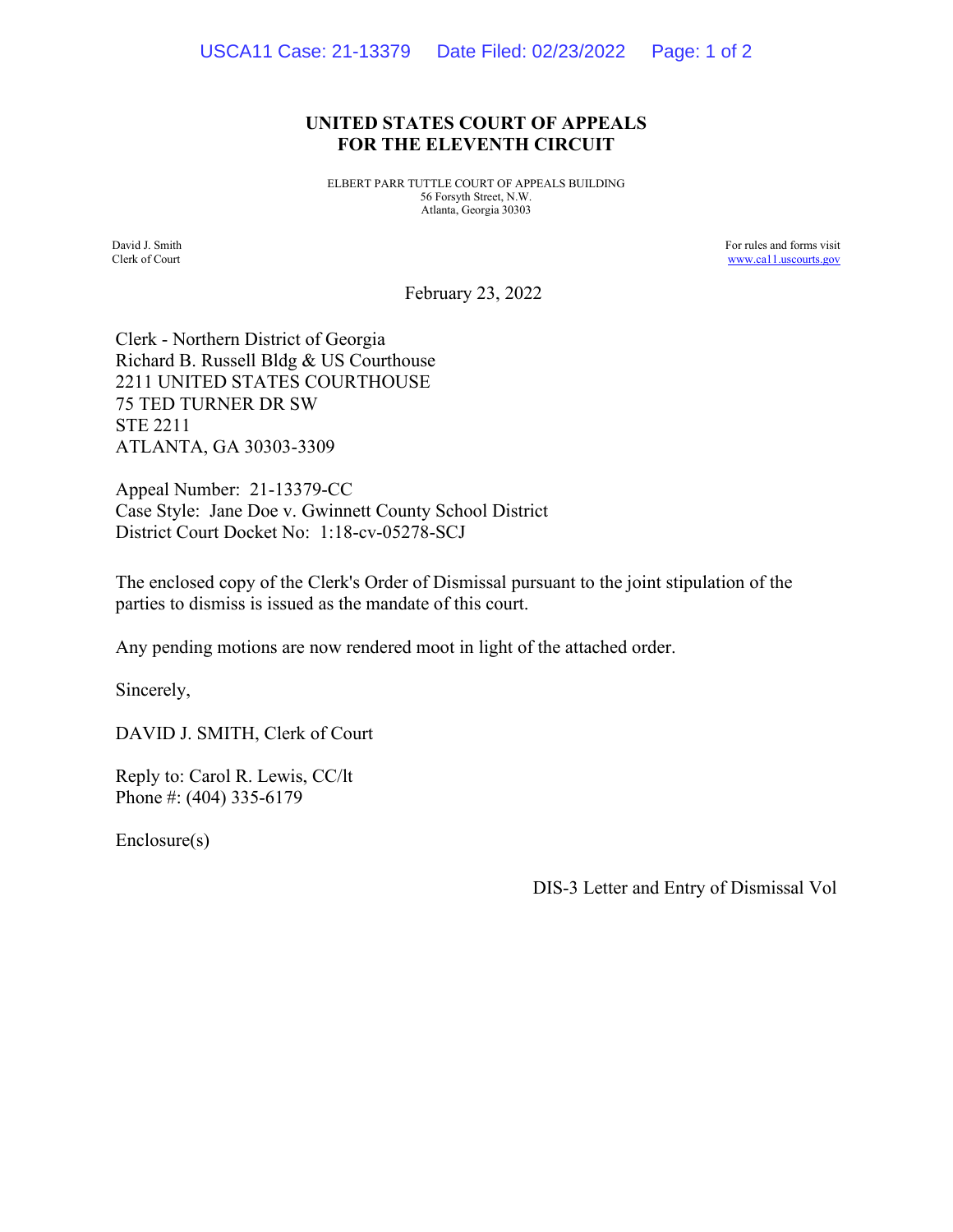# UNITED STATES COURT OF APPEALS
# FOR THE ELEVENTH CIRCUIT

ELBERT PARR TUTTLE COURT OF APPEALS BUILDING
56 Forsyth Street, N.W.
Atlanta, Georgia 30303

David J. Smith
Clerk of Court

For rules and forms visit
www.ca11.uscourts.gov

February 23, 2022

Clerk - Northern District of Georgia
Richard B. Russell Bldg & US Courthouse
2211 UNITED STATES COURTHOUSE
75 TED TURNER DR SW
STE 2211
ATLANTA, GA 30303-3309

Appeal Number: 21-13379-CC
Case Style: Jane Doe v. Gwinnett County School District
District Court Docket No: 1:18-cv-05278-SCJ

The enclosed copy of the Clerk's Order of Dismissal pursuant to the joint stipulation of the parties to dismiss is issued as the mandate of this court.

Any pending motions are now rendered moot in light of the attached order.

Sincerely,

DAVID J. SMITH, Clerk of Court

Reply to: Carol R. Lewis, CC/lt
Phone #: (404) 335-6179

Enclosure(s)

DIS-3 Letter and Entry of Dismissal Vol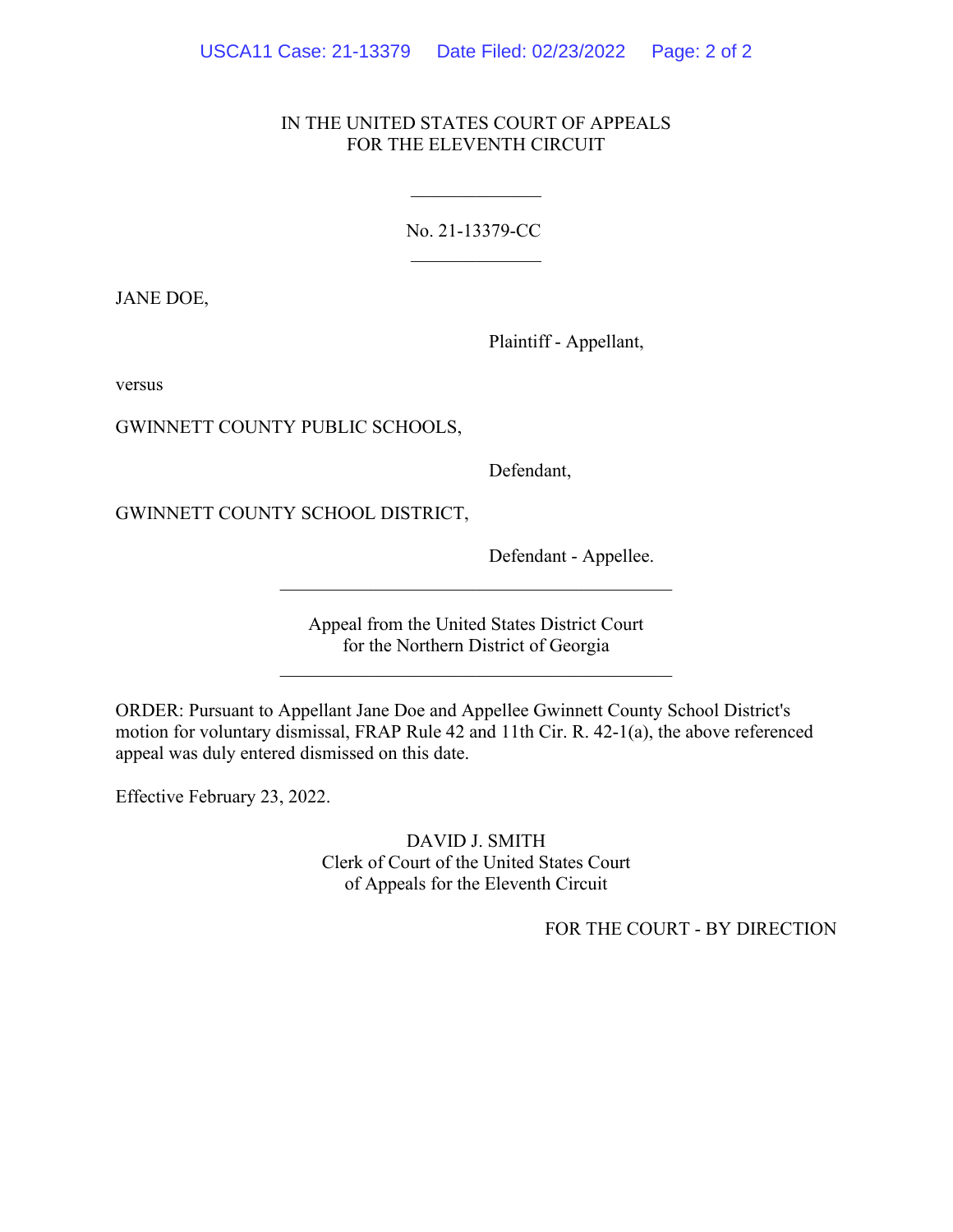IN THE UNITED STATES COURT OF APPEALS
FOR THE ELEVENTH CIRCUIT

No. 21-13379-CC

JANE DOE,

Plaintiff - Appellant,

versus

GWINNETT COUNTY PUBLIC SCHOOLS,

Defendant,

GWINNETT COUNTY SCHOOL DISTRICT,

Defendant - Appellee.

Appeal from the United States District Court
for the Northern District of Georgia

ORDER: Pursuant to Appellant Jane Doe and Appellee Gwinnett County School District's motion for voluntary dismissal, FRAP Rule 42 and 11th Cir. R. 42-1(a), the above referenced appeal was duly entered dismissed on this date.

Effective February 23, 2022.

DAVID J. SMITH
Clerk of Court of the United States Court
of Appeals for the Eleventh Circuit

FOR THE COURT - BY DIRECTION